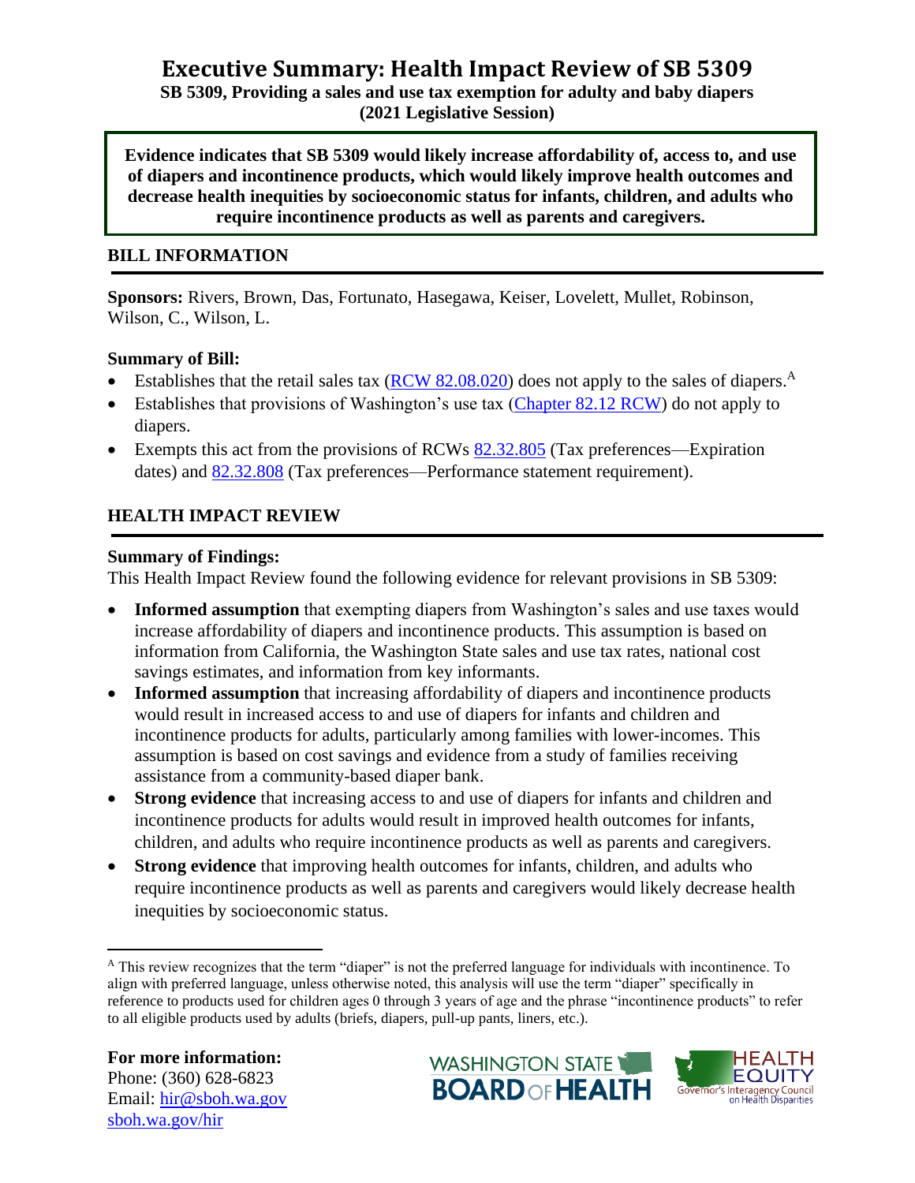# Executive Summary: Health Impact Review of SB 5309

**SB 5309, Providing a sales and use tax exemption for adult and baby diapers (2021 Legislative Session)**

**Evidence indicates that SB 5309 would likely increase affordability of, access to, and use of diapers and incontinence products, which would likely improve health outcomes and decrease health inequities by socioeconomic status for infants, children, and adults who require incontinence products as well as parents and caregivers.**

## BILL INFORMATION

**Sponsors:** Rivers, Brown, Das, Fortunato, Hasegawa, Keiser, Lovelett, Mullet, Robinson, Wilson, C., Wilson, L.

**Summary of Bill:**

- Establishes that the retail sales tax (RCW 82.08.020) does not apply to the sales of diapers.[A]
- Establishes that provisions of Washington's use tax (Chapter 82.12 RCW) do not apply to diapers.
- Exempts this act from the provisions of RCWs 82.32.805 (Tax preferences—Expiration dates) and 82.32.808 (Tax preferences—Performance statement requirement).

## HEALTH IMPACT REVIEW

**Summary of Findings:**

This Health Impact Review found the following evidence for relevant provisions in SB 5309:

- **Informed assumption** that exempting diapers from Washington's sales and use taxes would increase affordability of diapers and incontinence products. This assumption is based on information from California, the Washington State sales and use tax rates, national cost savings estimates, and information from key informants.
- **Informed assumption** that increasing affordability of diapers and incontinence products would result in increased access to and use of diapers for infants and children and incontinence products for adults, particularly among families with lower-incomes. This assumption is based on cost savings and evidence from a study of families receiving assistance from a community-based diaper bank.
- **Strong evidence** that increasing access to and use of diapers for infants and children and incontinence products for adults would result in improved health outcomes for infants, children, and adults who require incontinence products as well as parents and caregivers.
- **Strong evidence** that improving health outcomes for infants, children, and adults who require incontinence products as well as parents and caregivers would likely decrease health inequities by socioeconomic status.

[A] This review recognizes that the term "diaper" is not the preferred language for individuals with incontinence. To align with preferred language, unless otherwise noted, this analysis will use the term "diaper" specifically in reference to products used for children ages 0 through 3 years of age and the phrase "incontinence products" to refer to all eligible products used by adults (briefs, diapers, pull-up pants, liners, etc.).

**For more information:**
Phone: (360) 628-6823
Email: hir@sboh.wa.gov
sboh.wa.gov/hir

WASHINGTON STATE BOARD OF HEALTH

HEALTH EQUITY Governor's Interagency Council on Health Disparities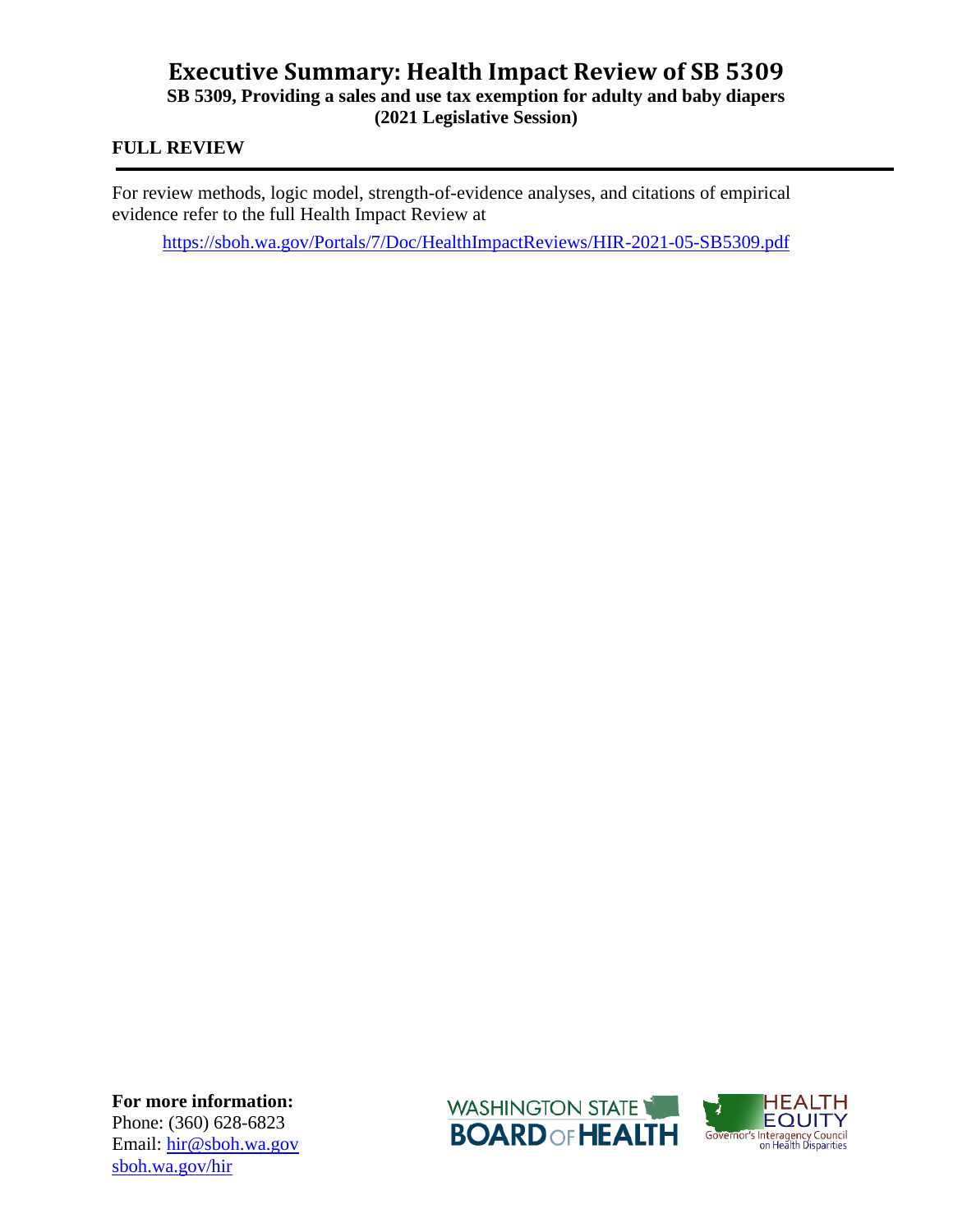# Executive Summary: Health Impact Review of SB 5309

**SB 5309, Providing a sales and use tax exemption for adulty and baby diapers**
**(2021 Legislative Session)**

## FULL REVIEW

For review methods, logic model, strength-of-evidence analyses, and citations of empirical evidence refer to the full Health Impact Review at

https://sboh.wa.gov/Portals/7/Doc/HealthImpactReviews/HIR-2021-05-SB5309.pdf

**For more information:**
Phone: (360) 628-6823
Email: hir@sboh.wa.gov
sboh.wa.gov/hir

WASHINGTON STATE BOARD OF HEALTH

HEALTH EQUITY Governor's Interagency Council on Health Disparities